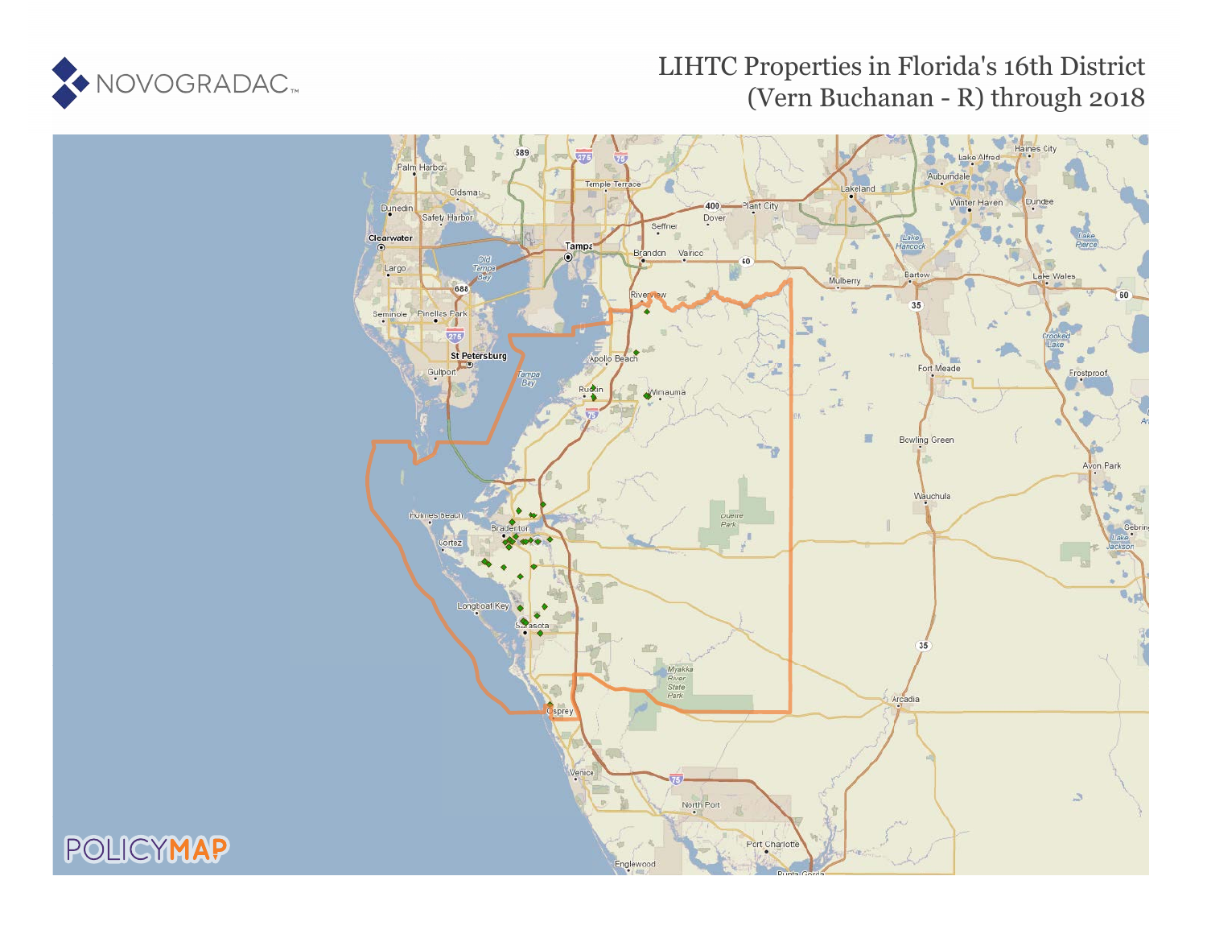NOVOGRADAC

# LIHTC Properties in Florida's 16th District (Vern Buchanan - R) through 2018

POLICYMAP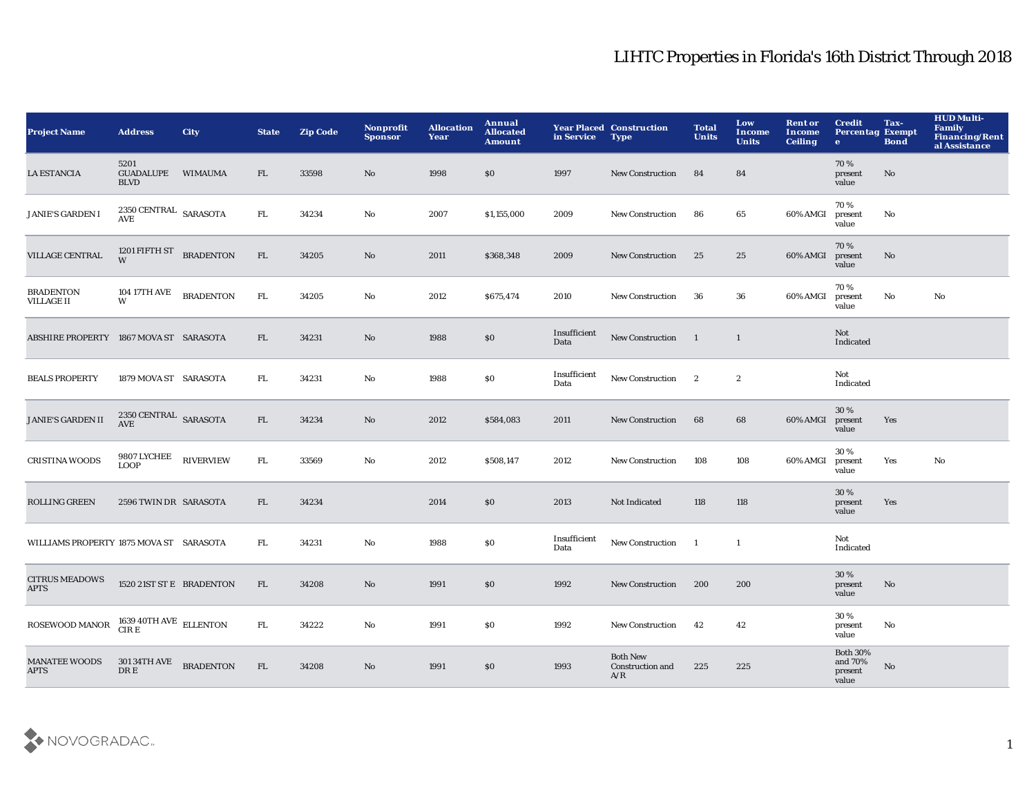# LIHTC Properties in Florida's 16th District Through 2018

| Project Name | Address | City | State | Zip Code | Nonprofit Sponsor | Allocation Year | Annual Allocated Amount | Year Placed in Service | Construction Type | Total Units | Low Income Units | Rent or Income Ceiling | Credit Percentage | Tax-Exempt Bond | HUD Multi-Family Financing/Rental Assistance |
|---|---|---|---|---|---|---|---|---|---|---|---|---|---|---|---|
| LA ESTANCIA | 5201 GUADALUPE BLVD | WIMAUMA | FL | 33598 | No | 1998 | $0 | 1997 | New Construction | 84 | 84 | | 70 % present value | No | |
| JANIE'S GARDEN I | 2350 CENTRAL AVE | SARASOTA | FL | 34234 | No | 2007 | $1,155,000 | 2009 | New Construction | 86 | 65 | 60% AMGI | 70 % present value | No | |
| VILLAGE CENTRAL | 1201 FIFTH ST W | BRADENTON | FL | 34205 | No | 2011 | $368,348 | 2009 | New Construction | 25 | 25 | 60% AMGI | 70 % present value | No | |
| BRADENTON VILLAGE II | 104 17TH AVE W | BRADENTON | FL | 34205 | No | 2012 | $675,474 | 2010 | New Construction | 36 | 36 | 60% AMGI | 70 % present value | No | No |
| ABSHIRE PROPERTY | 1867 MOVA ST | SARASOTA | FL | 34231 | No | 1988 | $0 | Insufficient Data | New Construction | 1 | 1 | | Not Indicated | | |
| BEALS PROPERTY | 1879 MOVA ST | SARASOTA | FL | 34231 | No | 1988 | $0 | Insufficient Data | New Construction | 2 | 2 | | Not Indicated | | |
| JANIE'S GARDEN II | 2350 CENTRAL AVE | SARASOTA | FL | 34234 | No | 2012 | $584,083 | 2011 | New Construction | 68 | 68 | 60% AMGI | 30 % present value | Yes | |
| CRISTINA WOODS | 9807 LYCHEE LOOP | RIVERVIEW | FL | 33569 | No | 2012 | $508,147 | 2012 | New Construction | 108 | 108 | 60% AMGI | 30 % present value | Yes | No |
| ROLLING GREEN | 2596 TWIN DR | SARASOTA | FL | 34234 | | 2014 | $0 | 2013 | Not Indicated | 118 | 118 | | 30 % present value | Yes | |
| WILLIAMS PROPERTY | 1875 MOVA ST | SARASOTA | FL | 34231 | No | 1988 | $0 | Insufficient Data | New Construction | 1 | 1 | | Not Indicated | | |
| CITRUS MEADOWS APTS | 1520 21ST ST E | BRADENTON | FL | 34208 | No | 1991 | $0 | 1992 | New Construction | 200 | 200 | | 30 % present value | No | |
| ROSEWOOD MANOR | 1639 40TH AVE CIR E | ELLENTON | FL | 34222 | No | 1991 | $0 | 1992 | New Construction | 42 | 42 | | 30 % present value | No | |
| MANATEE WOODS APTS | 301 34TH AVE DR E | BRADENTON | FL | 34208 | No | 1991 | $0 | 1993 | Both New Construction and A/R | 225 | 225 | | Both 30% and 70% present value | No | |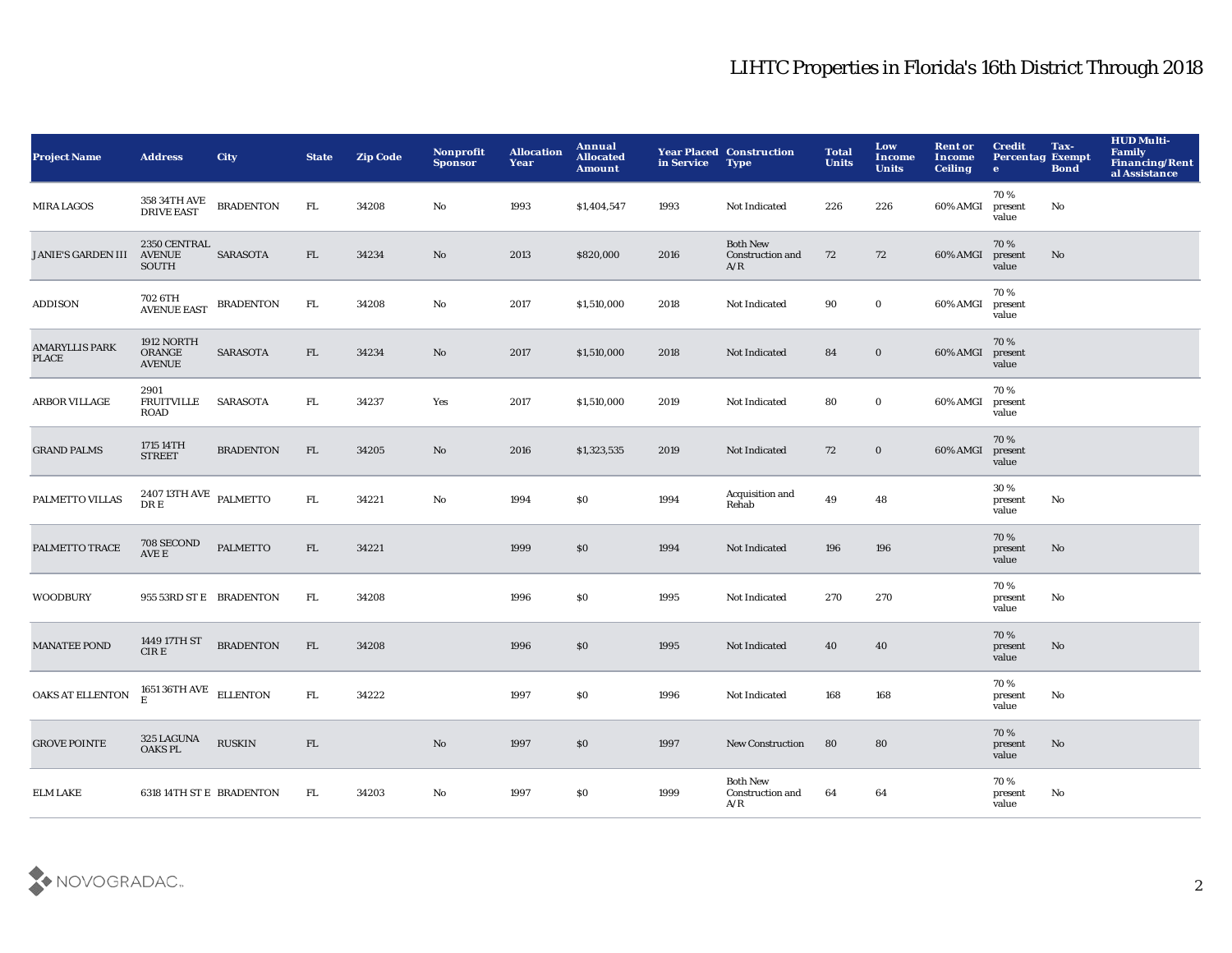# LIHTC Properties in Florida's 16th District Through 2018

| Project Name | Address | City | State | Zip Code | Nonprofit Sponsor | Allocation Year | Annual Allocated Amount | Year Placed in Service | Construction Type | Total Units | Low Income Units | Rent or Income Ceiling | Credit Percentage | Tax-Exempt Bond | HUD Multi-Family Financing/Rental Assistance |
|---|---|---|---|---|---|---|---|---|---|---|---|---|---|---|---|
| MIRA LAGOS | 358 34TH AVE DRIVE EAST | BRADENTON | FL | 34208 | No | 1993 | $1,404,547 | 1993 | Not Indicated | 226 | 226 | 60% AMGI | 70 % present value | No | |
| JANIE'S GARDEN III | 2350 CENTRAL AVENUE SOUTH | SARASOTA | FL | 34234 | No | 2013 | $820,000 | 2016 | Both New Construction and A/R | 72 | 72 | 60% AMGI | 70 % present value | No | |
| ADDISON | 702 6TH AVENUE EAST | BRADENTON | FL | 34208 | No | 2017 | $1,510,000 | 2018 | Not Indicated | 90 | 0 | 60% AMGI | 70 % present value | | |
| AMARYLLIS PARK PLACE | 1912 NORTH ORANGE AVENUE | SARASOTA | FL | 34234 | No | 2017 | $1,510,000 | 2018 | Not Indicated | 84 | 0 | 60% AMGI | 70 % present value | | |
| ARBOR VILLAGE | 2901 FRUITVILLE ROAD | SARASOTA | FL | 34237 | Yes | 2017 | $1,510,000 | 2019 | Not Indicated | 80 | 0 | 60% AMGI | 70 % present value | | |
| GRAND PALMS | 1715 14TH STREET | BRADENTON | FL | 34205 | No | 2016 | $1,323,535 | 2019 | Not Indicated | 72 | 0 | 60% AMGI | 70 % present value | | |
| PALMETTO VILLAS | 2407 13TH AVE DR E | PALMETTO | FL | 34221 | No | 1994 | $0 | 1994 | Acquisition and Rehab | 49 | 48 | | 30 % present value | No | |
| PALMETTO TRACE | 708 SECOND AVE E | PALMETTO | FL | 34221 | | 1999 | $0 | 1994 | Not Indicated | 196 | 196 | | 70 % present value | No | |
| WOODBURY | 955 53RD ST E | BRADENTON | FL | 34208 | | 1996 | $0 | 1995 | Not Indicated | 270 | 270 | | 70 % present value | No | |
| MANATEE POND | 1449 17TH ST CIR E | BRADENTON | FL | 34208 | | 1996 | $0 | 1995 | Not Indicated | 40 | 40 | | 70 % present value | No | |
| OAKS AT ELLENTON | 1651 36TH AVE E | ELLENTON | FL | 34222 | | 1997 | $0 | 1996 | Not Indicated | 168 | 168 | | 70 % present value | No | |
| GROVE POINTE | 325 LAGUNA OAKS PL | RUSKIN | FL | | No | 1997 | $0 | 1997 | New Construction | 80 | 80 | | 70 % present value | No | |
| ELM LAKE | 6318 14TH ST E | BRADENTON | FL | 34203 | No | 1997 | $0 | 1999 | Both New Construction and A/R | 64 | 64 | | 70 % present value | No | |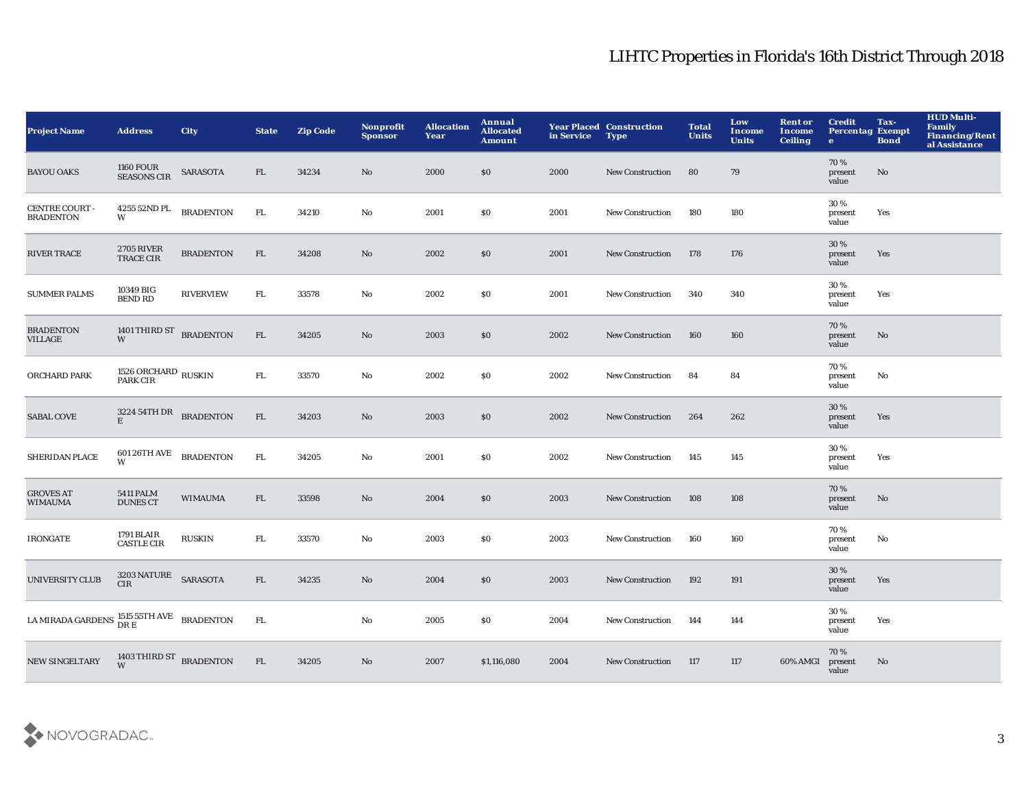# LIHTC Properties in Florida's 16th District Through 2018

| Project Name | Address | City | State | Zip Code | Nonprofit Sponsor | Allocation Year | Annual Allocated Amount | Year Placed in Service | Construction Type | Total Units | Low Income Units | Rent or Income Ceiling | Credit Percentage | Tax-Exempt Bond | HUD Multi-Family Financing/Rental Assistance |
|---|---|---|---|---|---|---|---|---|---|---|---|---|---|---|---|
| BAYOU OAKS | 1160 FOUR SEASONS CIR | SARASOTA | FL | 34234 | No | 2000 | $0 | 2000 | New Construction | 80 | 79 | | 70 % present value | No | |
| CENTRE COURT - BRADENTON | 4255 52ND PL W | BRADENTON | FL | 34210 | No | 2001 | $0 | 2001 | New Construction | 180 | 180 | | 30 % present value | Yes | |
| RIVER TRACE | 2705 RIVER TRACE CIR | BRADENTON | FL | 34208 | No | 2002 | $0 | 2001 | New Construction | 178 | 176 | | 30 % present value | Yes | |
| SUMMER PALMS | 10349 BIG BEND RD | RIVERVIEW | FL | 33578 | No | 2002 | $0 | 2001 | New Construction | 340 | 340 | | 30 % present value | Yes | |
| BRADENTON VILLAGE | 1401 THIRD ST W | BRADENTON | FL | 34205 | No | 2003 | $0 | 2002 | New Construction | 160 | 160 | | 70 % present value | No | |
| ORCHARD PARK | 1526 ORCHARD PARK CIR | RUSKIN | FL | 33570 | No | 2002 | $0 | 2002 | New Construction | 84 | 84 | | 70 % present value | No | |
| SABAL COVE | 3224 54TH DR E | BRADENTON | FL | 34203 | No | 2003 | $0 | 2002 | New Construction | 264 | 262 | | 30 % present value | Yes | |
| SHERIDAN PLACE | 601 26TH AVE W | BRADENTON | FL | 34205 | No | 2001 | $0 | 2002 | New Construction | 145 | 145 | | 30 % present value | Yes | |
| GROVES AT WIMAUMA | 5411 PALM DUNES CT | WIMAUMA | FL | 33598 | No | 2004 | $0 | 2003 | New Construction | 108 | 108 | | 70 % present value | No | |
| IRONGATE | 1791 BLAIR CASTLE CIR | RUSKIN | FL | 33570 | No | 2003 | $0 | 2003 | New Construction | 160 | 160 | | 70 % present value | No | |
| UNIVERSITY CLUB | 3203 NATURE CIR | SARASOTA | FL | 34235 | No | 2004 | $0 | 2003 | New Construction | 192 | 191 | | 30 % present value | Yes | |
| LA MIRADA GARDENS | 1515 55TH AVE DR E | BRADENTON | FL | | No | 2005 | $0 | 2004 | New Construction | 144 | 144 | | 30 % present value | Yes | |
| NEW SINGELTARY | 1403 THIRD ST W | BRADENTON | FL | 34205 | No | 2007 | $1,116,080 | 2004 | New Construction | 117 | 117 | 60% AMGI | 70 % present value | No | |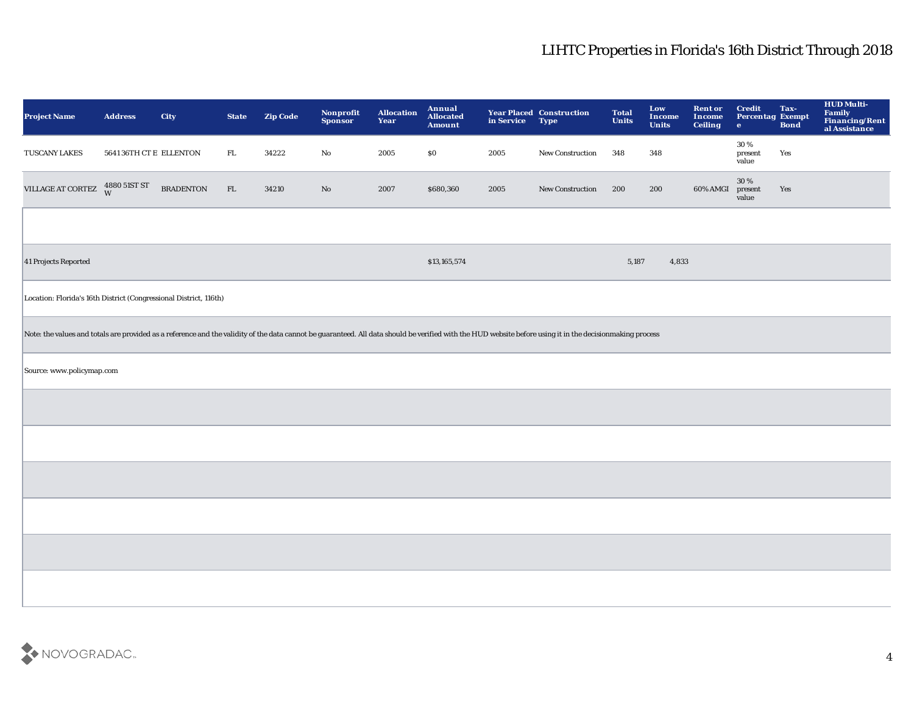| Project Name | Address | City | State | Zip Code | Nonprofit Sponsor | Allocation Year | Annual Allocated Amount | Year Placed in Service | Construction Type | Total Units | Low Income Units | Rent or Income Ceiling | Credit Percentage | Tax-Exempt Bond | HUD Multi-Family Financing/Rental Assistance |
|---|---|---|---|---|---|---|---|---|---|---|---|---|---|---|---|
| TUSCANY LAKES | 5641 36TH CT E | ELLENTON | FL | 34222 | No | 2005 | $0 | 2005 | New Construction | 348 | 348 | | 30 % present value | Yes | |
| VILLAGE AT CORTEZ | 4880 51ST ST W | BRADENTON | FL | 34210 | No | 2007 | $680,360 | 2005 | New Construction | 200 | 200 | 60% AMGI | 30 % present value | Yes | |
| | | | | | | | | | | | | | | | |
| 41 Projects Reported | | | | | | | $13,165,574 | | | 5,187 | 4,833 | | | | |

Location: Florida's 16th District (Congressional District, 116th)

Note: the values and totals are provided as a reference and the validity of the data cannot be guaranteed. All data should be verified with the HUD website before using it in the decisionmaking process

Source: www.policymap.com